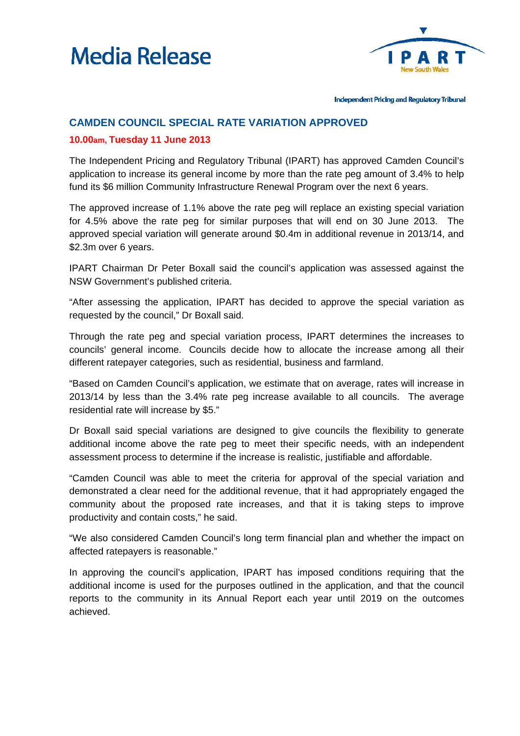# Media Release

Independent Pricing and Regulatory Tribunal

## CAMDEN COUNCIL SPECIAL RATE VARIATION APPROVED

**10.00am, Tuesday 11 June 2013**

The Independent Pricing and Regulatory Tribunal (IPART) has approved Camden Council's application to increase its general income by more than the rate peg amount of 3.4% to help fund its $6 million Community Infrastructure Renewal Program over the next 6 years.

The approved increase of 1.1% above the rate peg will replace an existing special variation for 4.5% above the rate peg for similar purposes that will end on 30 June 2013. The approved special variation will generate around $0.4m in additional revenue in 2013/14, and $2.3m over 6 years.

IPART Chairman Dr Peter Boxall said the council's application was assessed against the NSW Government's published criteria.

"After assessing the application, IPART has decided to approve the special variation as requested by the council," Dr Boxall said.

Through the rate peg and special variation process, IPART determines the increases to councils' general income. Councils decide how to allocate the increase among all their different ratepayer categories, such as residential, business and farmland.

"Based on Camden Council's application, we estimate that on average, rates will increase in 2013/14 by less than the 3.4% rate peg increase available to all councils. The average residential rate will increase by $5."

Dr Boxall said special variations are designed to give councils the flexibility to generate additional income above the rate peg to meet their specific needs, with an independent assessment process to determine if the increase is realistic, justifiable and affordable.

"Camden Council was able to meet the criteria for approval of the special variation and demonstrated a clear need for the additional revenue, that it had appropriately engaged the community about the proposed rate increases, and that it is taking steps to improve productivity and contain costs," he said.

"We also considered Camden Council's long term financial plan and whether the impact on affected ratepayers is reasonable."

In approving the council's application, IPART has imposed conditions requiring that the additional income is used for the purposes outlined in the application, and that the council reports to the community in its Annual Report each year until 2019 on the outcomes achieved.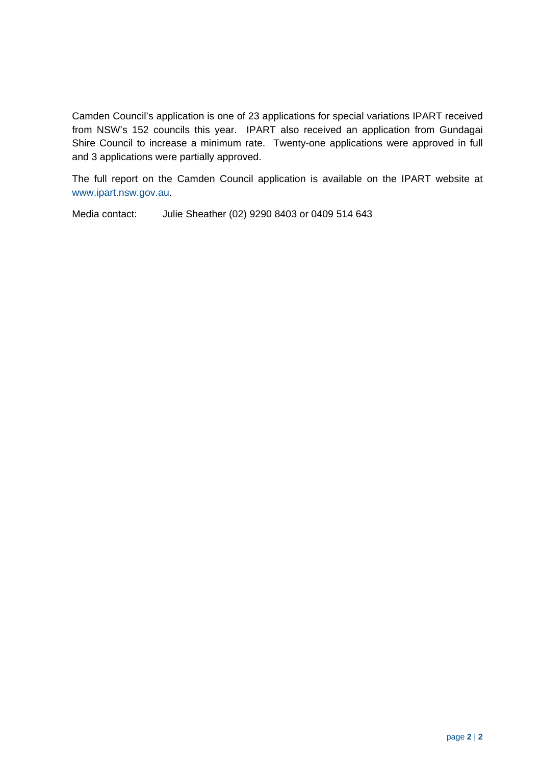Camden Council's application is one of 23 applications for special variations IPART received from NSW's 152 councils this year. IPART also received an application from Gundagai Shire Council to increase a minimum rate. Twenty-one applications were approved in full and 3 applications were partially approved.

The full report on the Camden Council application is available on the IPART website at www.ipart.nsw.gov.au.

Media contact: Julie Sheather (02) 9290 8403 or 0409 514 643